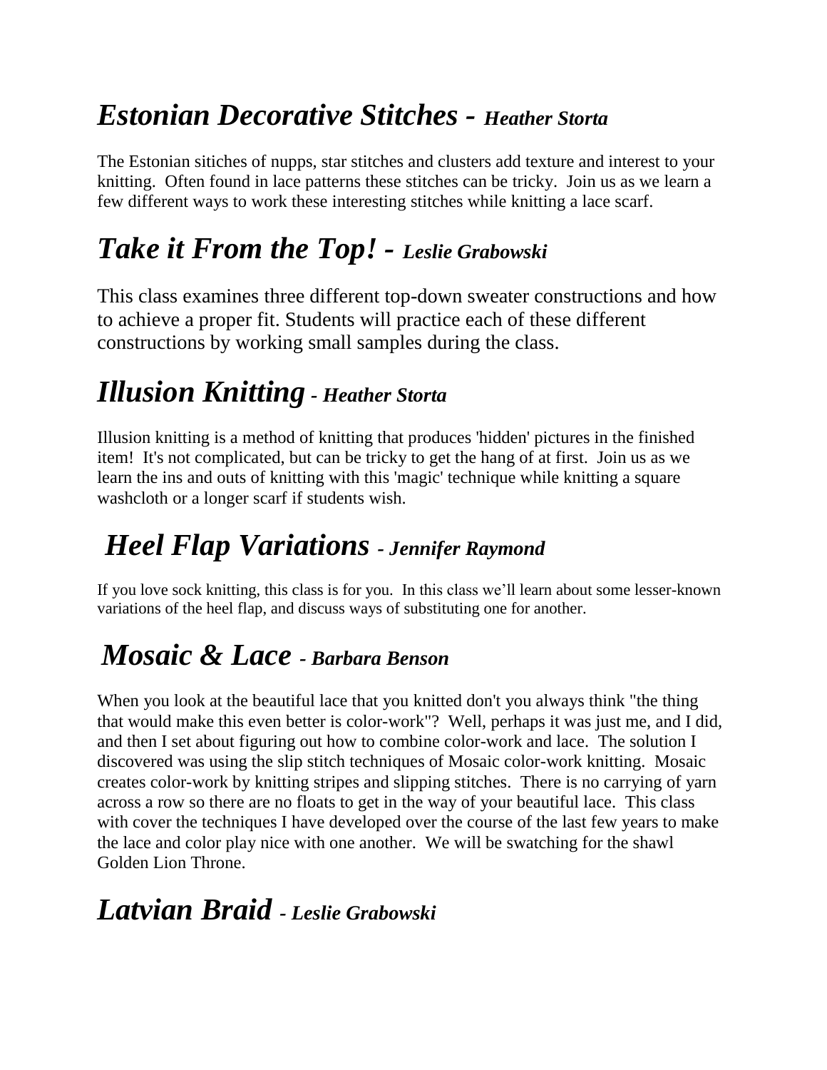## *Estonian Decorative Stitches - **Heather Storta***

The Estonian sitiches of nupps, star stitches and clusters add texture and interest to your knitting. Often found in lace patterns these stitches can be tricky. Join us as we learn a few different ways to work these interesting stitches while knitting a lace scarf.

## *Take it From the Top! - **Leslie Grabowski***

This class examines three different top-down sweater constructions and how to achieve a proper fit. Students will practice each of these different constructions by working small samples during the class.

## *Illusion Knitting - **Heather Storta***

Illusion knitting is a method of knitting that produces 'hidden' pictures in the finished item! It's not complicated, but can be tricky to get the hang of at first. Join us as we learn the ins and outs of knitting with this 'magic' technique while knitting a square washcloth or a longer scarf if students wish.

## *Heel Flap Variations - **Jennifer Raymond***

If you love sock knitting, this class is for you. In this class we'll learn about some lesser-known variations of the heel flap, and discuss ways of substituting one for another.

## *Mosaic & Lace - **Barbara Benson***

When you look at the beautiful lace that you knitted don't you always think "the thing that would make this even better is color-work"? Well, perhaps it was just me, and I did, and then I set about figuring out how to combine color-work and lace. The solution I discovered was using the slip stitch techniques of Mosaic color-work knitting. Mosaic creates color-work by knitting stripes and slipping stitches. There is no carrying of yarn across a row so there are no floats to get in the way of your beautiful lace. This class with cover the techniques I have developed over the course of the last few years to make the lace and color play nice with one another. We will be swatching for the shawl Golden Lion Throne.

## *Latvian Braid - **Leslie Grabowski***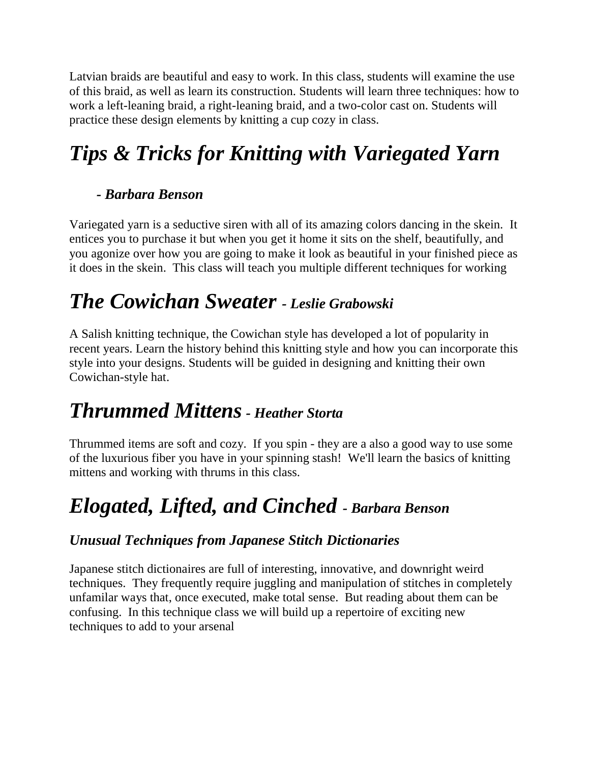Latvian braids are beautiful and easy to work. In this class, students will examine the use of this braid, as well as learn its construction. Students will learn three techniques: how to work a left-leaning braid, a right-leaning braid, and a two-color cast on. Students will practice these design elements by knitting a cup cozy in class.

# *Tips & Tricks for Knitting with Variegated Yarn*

### *- Barbara Benson*

Variegated yarn is a seductive siren with all of its amazing colors dancing in the skein. It entices you to purchase it but when you get it home it sits on the shelf, beautifully, and you agonize over how you are going to make it look as beautiful in your finished piece as it does in the skein. This class will teach you multiple different techniques for working

# *The Cowichan Sweater - Leslie Grabowski*

A Salish knitting technique, the Cowichan style has developed a lot of popularity in recent years. Learn the history behind this knitting style and how you can incorporate this style into your designs. Students will be guided in designing and knitting their own Cowichan-style hat.

# *Thrummed Mittens - Heather Storta*

Thrummed items are soft and cozy. If you spin - they are a also a good way to use some of the luxurious fiber you have in your spinning stash! We'll learn the basics of knitting mittens and working with thrums in this class.

# *Elogated, Lifted, and Cinched - Barbara Benson*

### *Unusual Techniques from Japanese Stitch Dictionaries*

Japanese stitch dictionaires are full of interesting, innovative, and downright weird techniques. They frequently require juggling and manipulation of stitches in completely unfamilar ways that, once executed, make total sense. But reading about them can be confusing. In this technique class we will build up a repertoire of exciting new techniques to add to your arsenal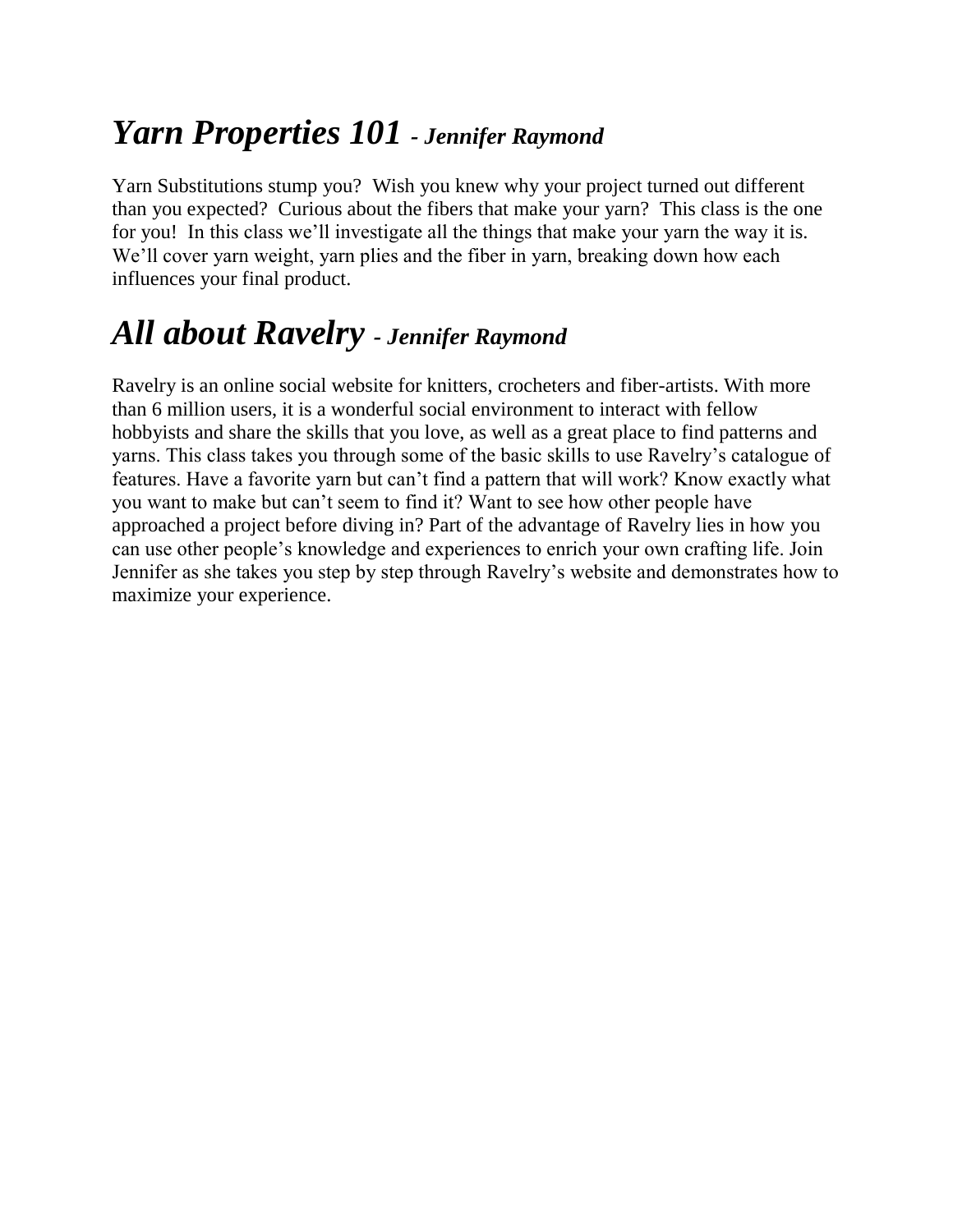## *Yarn Properties 101 - Jennifer Raymond*

Yarn Substitutions stump you? Wish you knew why your project turned out different than you expected? Curious about the fibers that make your yarn? This class is the one for you! In this class we'll investigate all the things that make your yarn the way it is. We'll cover yarn weight, yarn plies and the fiber in yarn, breaking down how each influences your final product.

## *All about Ravelry - Jennifer Raymond*

Ravelry is an online social website for knitters, crocheters and fiber-artists. With more than 6 million users, it is a wonderful social environment to interact with fellow hobbyists and share the skills that you love, as well as a great place to find patterns and yarns. This class takes you through some of the basic skills to use Ravelry's catalogue of features. Have a favorite yarn but can't find a pattern that will work? Know exactly what you want to make but can't seem to find it? Want to see how other people have approached a project before diving in? Part of the advantage of Ravelry lies in how you can use other people's knowledge and experiences to enrich your own crafting life. Join Jennifer as she takes you step by step through Ravelry's website and demonstrates how to maximize your experience.